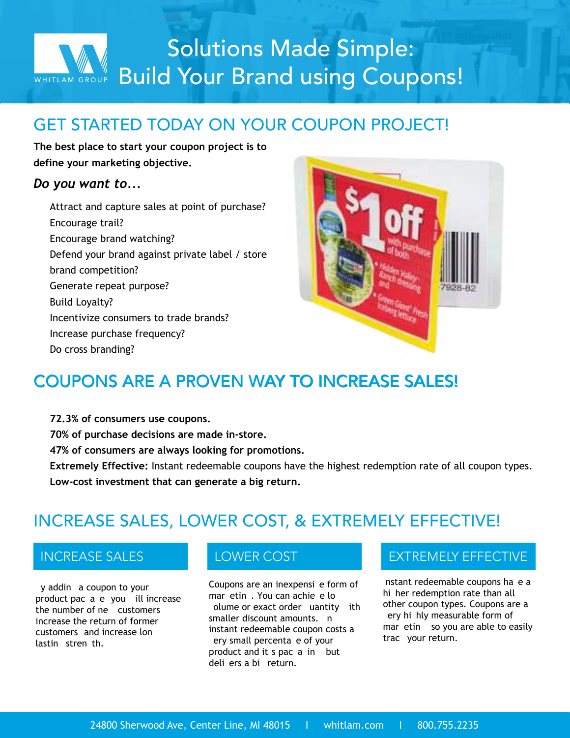# Solutions Made Simple: Build Your Brand using Coupons!

## GET STARTED TODAY ON YOUR COUPON PROJECT!

**The best place to start your coupon project is to define your marketing objective.**

***Do you want to...***

- Attract and capture sales at point of purchase?
- Encourage trail?
- Encourage brand watching?
- Defend your brand against private label / store brand competition?
- Generate repeat purpose?
- Build Loyalty?
- Incentivize consumers to trade brands?
- Increase purchase frequency?
- Do cross branding?

## COUPONS ARE A PROVEN WAY TO INCREASE SALES!

**72.3% of consumers use coupons.**
**70% of purchase decisions are made in-store.**
**47% of consumers are always looking for promotions.**
**Extremely Effective:** Instant redeemable coupons have the highest redemption rate of all coupon types.
**Low-cost investment that can generate a big return.**

## INCREASE SALES, LOWER COST, & EXTREMELY EFFECTIVE!

### INCREASE SALES

y addin a coupon to your product pac a e you ill increase the number of ne customers increase the return of former customers and increase lon lastin stren th.

### LOWER COST

Coupons are an inexpensi e form of mar etin . You can achie e lo olume or exact order uantity ith smaller discount amounts. n instant redeemable coupon costs a ery small percenta e of your product and it s pac a in but deli ers a bi return.

### EXTREMELY EFFECTIVE

nstant redeemable coupons ha e a hi her redemption rate than all other coupon types. Coupons are a ery hi hly measurable form of mar etin so you are able to easily trac your return.

24800 Sherwood Ave, Center Line, MI 48015 | whitlam.com | 800.755.2235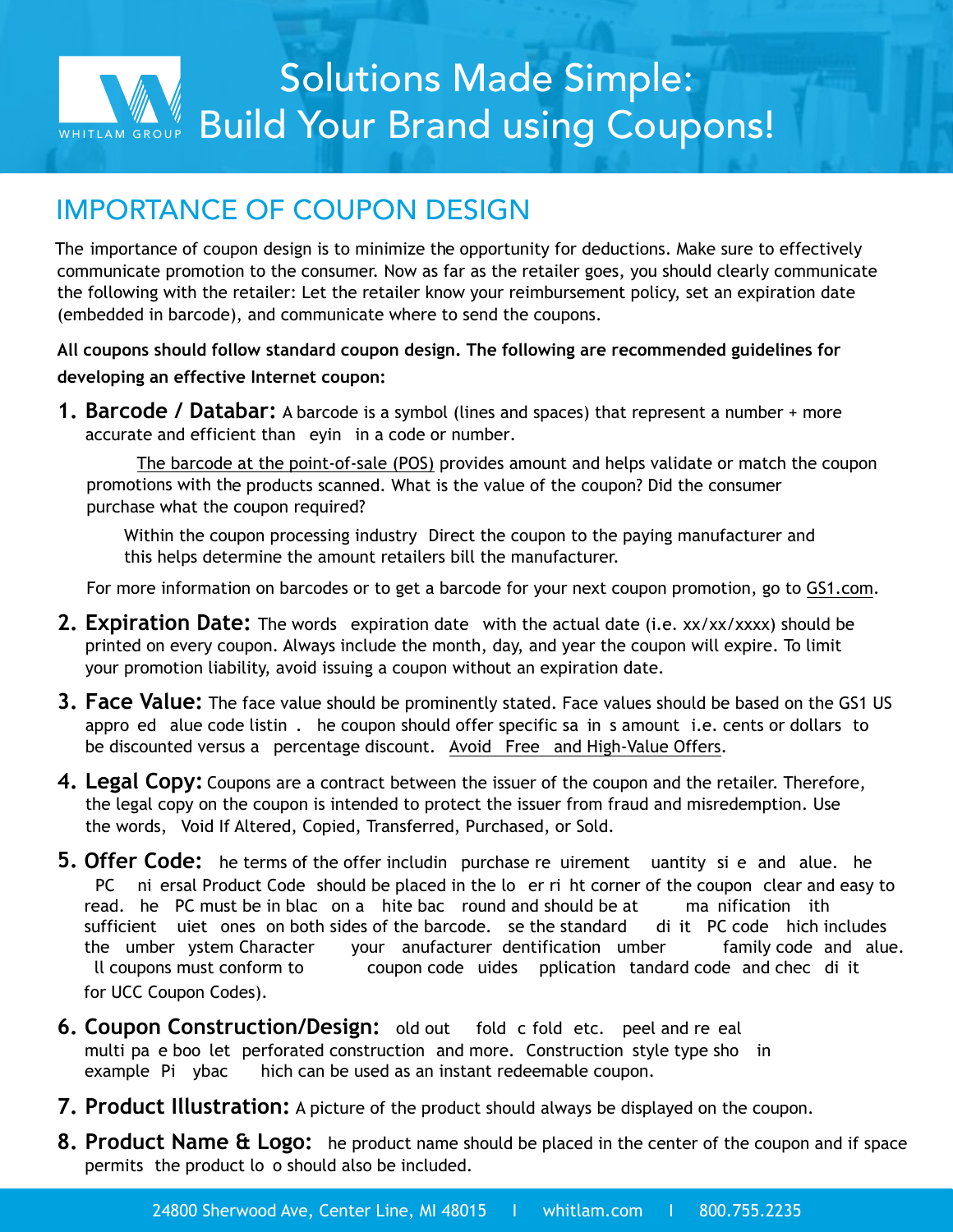# Solutions Made Simple: Build Your Brand using Coupons!

## IMPORTANCE OF COUPON DESIGN

The importance of coupon design is to minimize the opportunity for deductions. Make sure to effectively communicate promotion to the consumer. Now as far as the retailer goes, you should clearly communicate the following with the retailer: Let the retailer know your reimbursement policy, set an expiration date (embedded in barcode), and communicate where to send the coupons.

**All coupons should follow standard coupon design. The following are recommended guidelines for developing an effective Internet coupon:**

1. **Barcode / Databar:** A barcode is a symbol (lines and spaces) that represent a number + more accurate and efficient than eyin in a code or number.

   The barcode at the point-of-sale (POS) provides amount and helps validate or match the coupon promotions with the products scanned. What is the value of the coupon? Did the consumer purchase what the coupon required?

   Within the coupon processing industry Direct the coupon to the paying manufacturer and this helps determine the amount retailers bill the manufacturer.

   For more information on barcodes or to get a barcode for your next coupon promotion, go to GS1.com.

2. **Expiration Date:** The words expiration date with the actual date (i.e. xx/xx/xxxx) should be printed on every coupon. Always include the month, day, and year the coupon will expire. To limit your promotion liability, avoid issuing a coupon without an expiration date.

3. **Face Value:** The face value should be prominently stated. Face values should be based on the GS1 US appro ed alue code listin . he coupon should offer specific sa in s amount i.e. cents or dollars to be discounted versus a percentage discount. Avoid Free and High-Value Offers.

4. **Legal Copy:** Coupons are a contract between the issuer of the coupon and the retailer. Therefore, the legal copy on the coupon is intended to protect the issuer from fraud and misredemption. Use the words, Void If Altered, Copied, Transferred, Purchased, or Sold.

5. **Offer Code:** he terms of the offer includin purchase re uirement uantity si e and alue. he PC ni ersal Product Code should be placed in the lo er ri ht corner of the coupon clear and easy to read. he PC must be in blac on a hite bac round and should be at ma nification ith sufficient uiet ones on both sides of the barcode. se the standard di it PC code hich includes the umber ystem Character your anufacturer dentification umber family code and alue. ll coupons must conform to coupon code uides pplication tandard code and chec di it for UCC Coupon Codes).

6. **Coupon Construction/Design:** old out fold c fold etc. peel and re eal multi pa e boo let perforated construction and more. Construction style type sho in example Pi ybac hich can be used as an instant redeemable coupon.

7. **Product Illustration:** A picture of the product should always be displayed on the coupon.

8. **Product Name & Logo:** he product name should be placed in the center of the coupon and if space permits the product lo o should also be included.

24800 Sherwood Ave, Center Line, MI 48015 | whitlam.com | 800.755.2235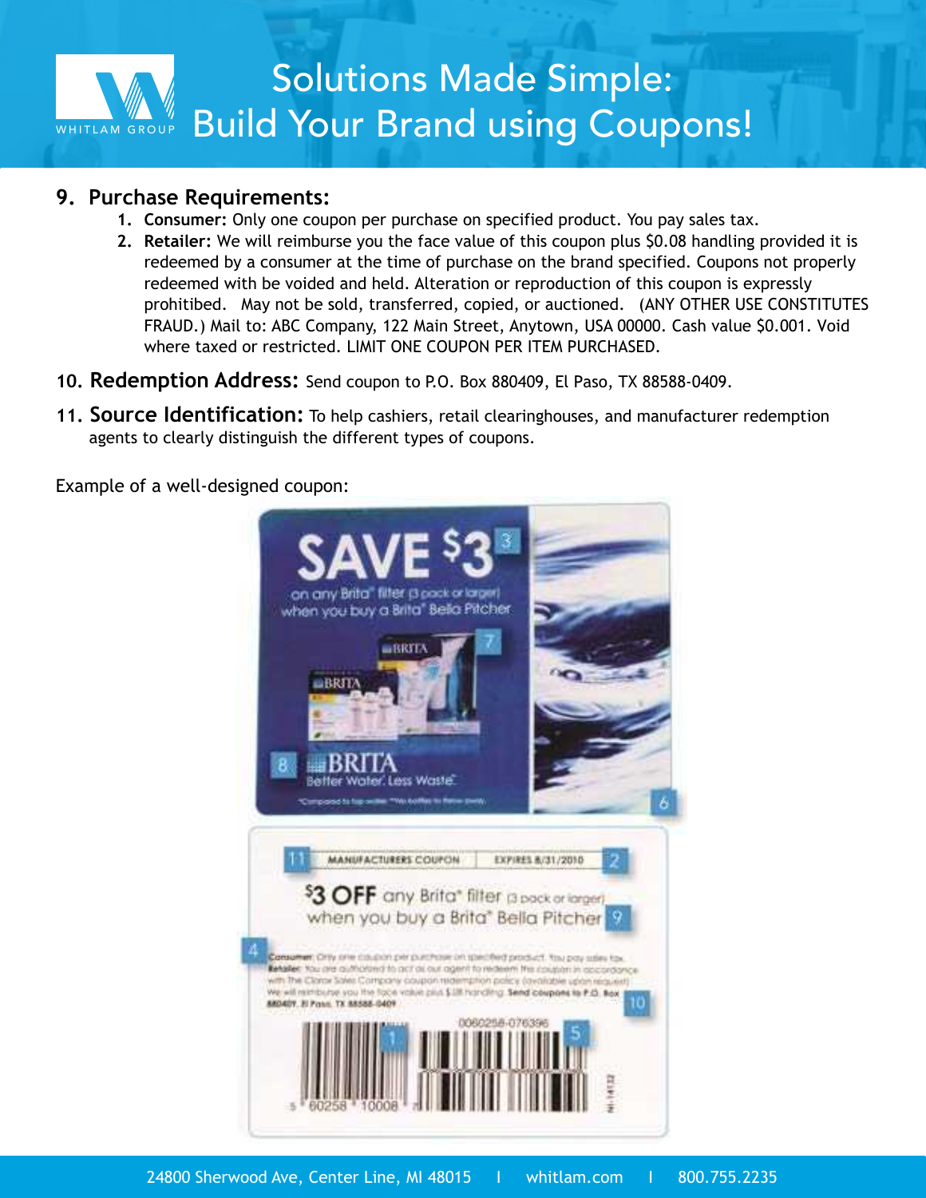## 9. Purchase Requirements:

1. **Consumer:** Only one coupon per purchase on specified product. You pay sales tax.
2. **Retailer:** We will reimburse you the face value of this coupon plus $0.08 handling provided it is redeemed by a consumer at the time of purchase on the brand specified. Coupons not properly redeemed with be voided and held. Alteration or reproduction of this coupon is expressly prohibited. May not be sold, transferred, copied, or auctioned. (ANY OTHER USE CONSTITUTES FRAUD.) Mail to: ABC Company, 122 Main Street, Anytown, USA 00000. Cash value $0.001. Void where taxed or restricted. LIMIT ONE COUPON PER ITEM PURCHASED.

## 10. Redemption Address:
Send coupon to P.O. Box 880409, El Paso, TX 88588-0409.

## 11. Source Identification:
To help cashiers, retail clearinghouses, and manufacturer redemption agents to clearly distinguish the different types of coupons.

Example of a well-designed coupon: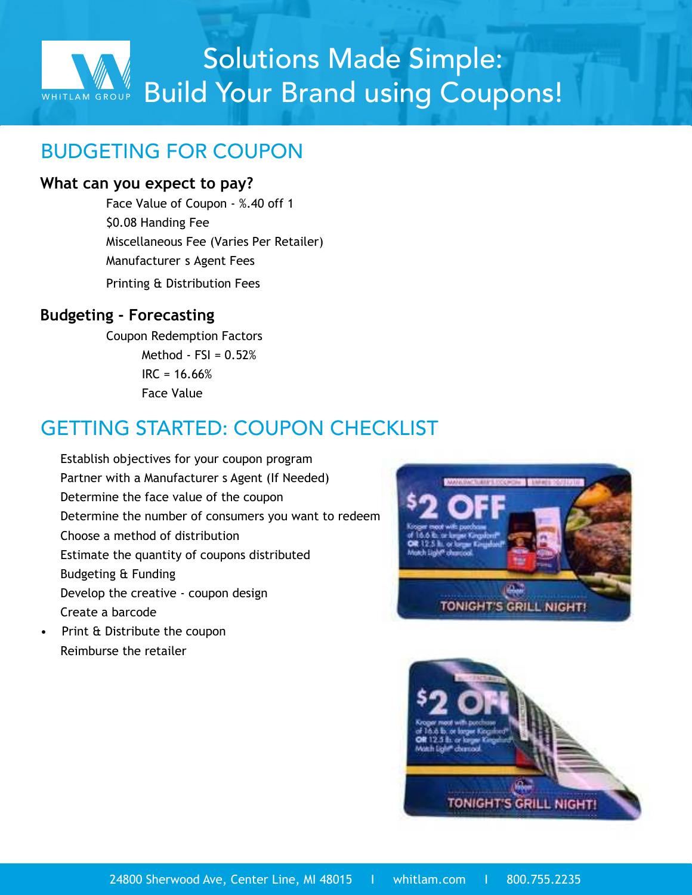# Solutions Made Simple: Build Your Brand using Coupons!

## BUDGETING FOR COUPON

### What can you expect to pay?

Face Value of Coupon - %.40 off 1

$0.08 Handing Fee

Miscellaneous Fee (Varies Per Retailer)

Manufacturer s Agent Fees

Printing & Distribution Fees

### Budgeting - Forecasting

Coupon Redemption Factors

Method - FSI = 0.52%

IRC = 16.66%

Face Value

## GETTING STARTED: COUPON CHECKLIST

Establish objectives for your coupon program

Partner with a Manufacturer s Agent (If Needed)

Determine the face value of the coupon

Determine the number of consumers you want to redeem

Choose a method of distribution

Estimate the quantity of coupons distributed

Budgeting & Funding

Develop the creative - coupon design

Create a barcode

- Print & Distribute the coupon

Reimburse the retailer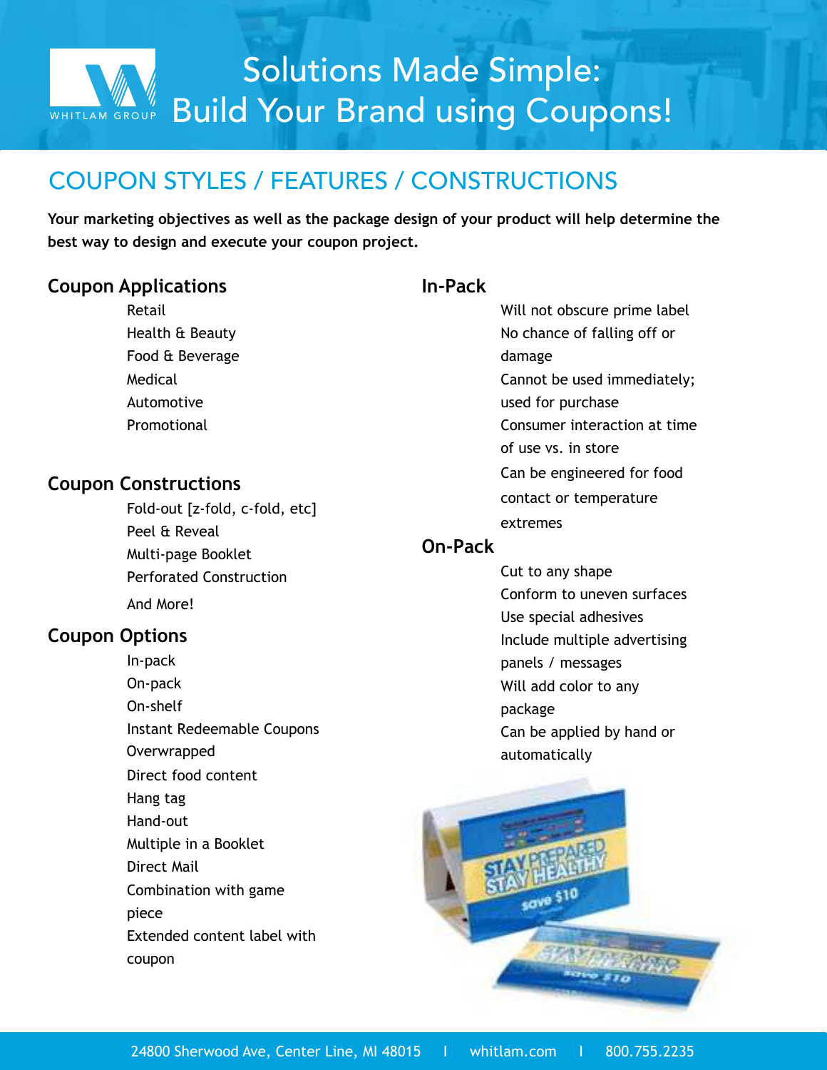# Solutions Made Simple: Build Your Brand using Coupons!

## COUPON STYLES / FEATURES / CONSTRUCTIONS

**Your marketing objectives as well as the package design of your product will help determine the best way to design and execute your coupon project.**

### Coupon Applications

- Retail
- Health & Beauty
- Food & Beverage
- Medical
- Automotive
- Promotional

### Coupon Constructions

- Fold-out [z-fold, c-fold, etc]
- Peel & Reveal
- Multi-page Booklet
- Perforated Construction
- And More!

### Coupon Options

- In-pack
- On-pack
- On-shelf
- Instant Redeemable Coupons
- Overwrapped
- Direct food content
- Hang tag
- Hand-out
- Multiple in a Booklet
- Direct Mail
- Combination with game piece
- Extended content label with coupon

### In-Pack

- Will not obscure prime label
- No chance of falling off or damage
- Cannot be used immediately; used for purchase
- Consumer interaction at time of use vs. in store
- Can be engineered for food contact or temperature extremes

### On-Pack

- Cut to any shape
- Conform to uneven surfaces
- Use special adhesives
- Include multiple advertising panels / messages
- Will add color to any package
- Can be applied by hand or automatically

24800 Sherwood Ave, Center Line, MI 48015 | whitlam.com | 800.755.2235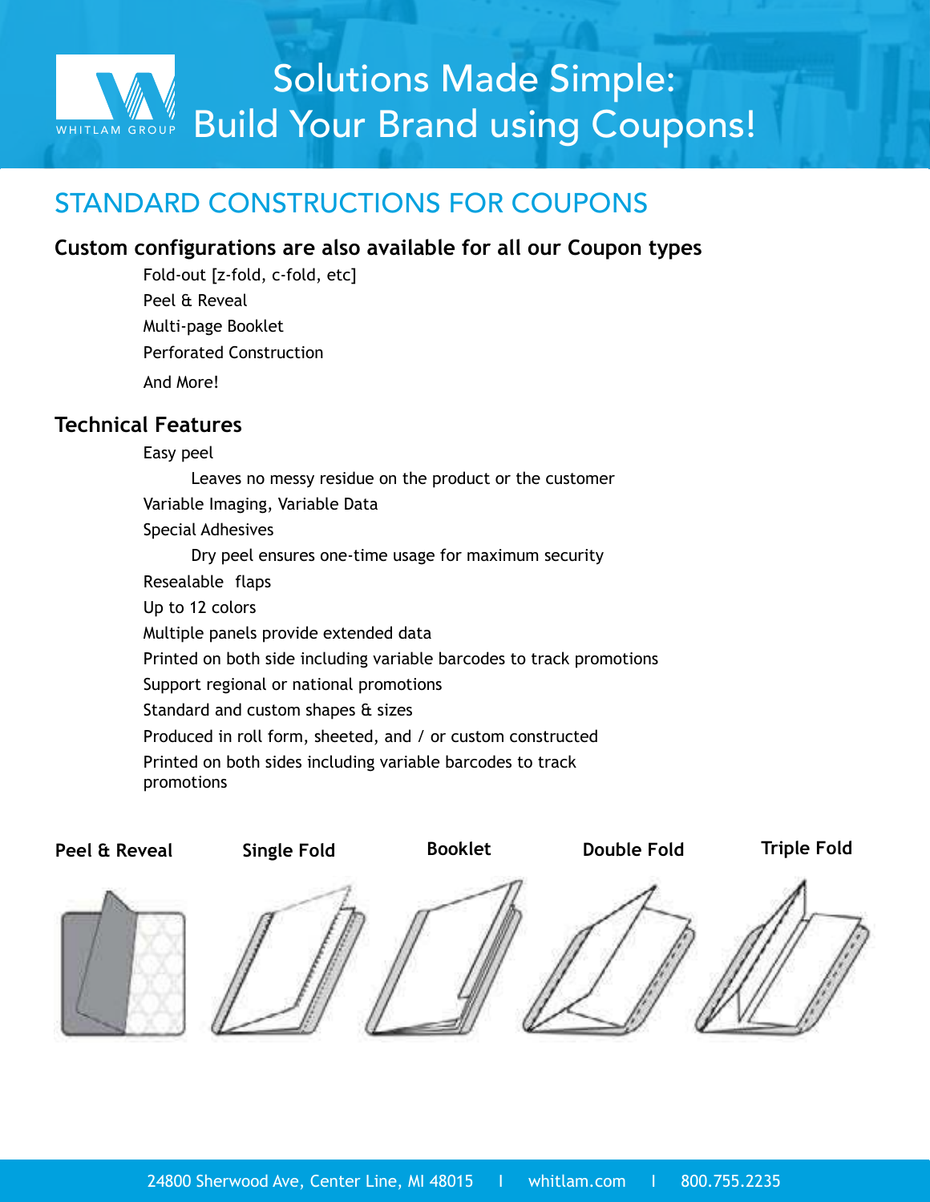# Solutions Made Simple: Build Your Brand using Coupons!

## STANDARD CONSTRUCTIONS FOR COUPONS

### Custom configurations are also available for all our Coupon types

- Fold-out [z-fold, c-fold, etc]
- Peel & Reveal
- Multi-page Booklet
- Perforated Construction
- And More!

### Technical Features

- Easy peel
  - Leaves no messy residue on the product or the customer
- Variable Imaging, Variable Data
- Special Adhesives
  - Dry peel ensures one-time usage for maximum security
- Resealable flaps
- Up to 12 colors
- Multiple panels provide extended data
- Printed on both side including variable barcodes to track promotions
- Support regional or national promotions
- Standard and custom shapes & sizes
- Produced in roll form, sheeted, and / or custom constructed
- Printed on both sides including variable barcodes to track promotions

**Peel & Reveal** | **Single Fold** | **Booklet** | **Double Fold** | **Triple Fold**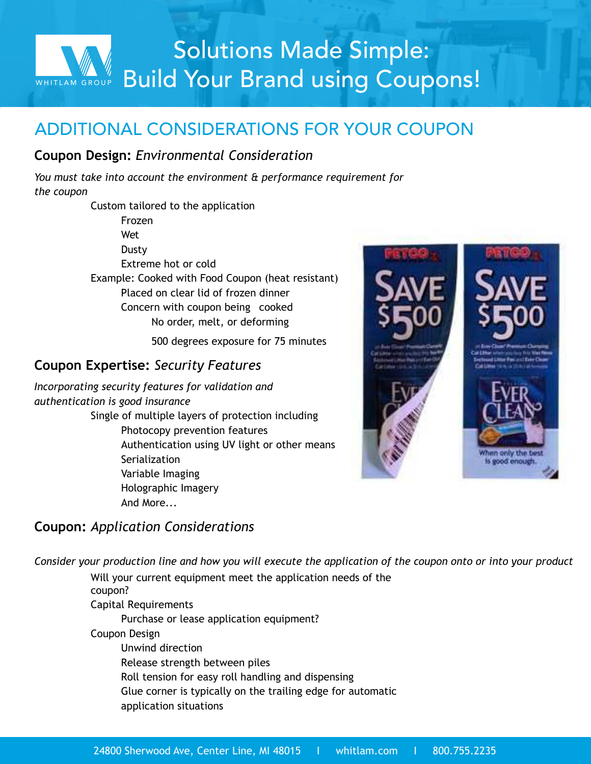# Solutions Made Simple: Build Your Brand using Coupons!

## ADDITIONAL CONSIDERATIONS FOR YOUR COUPON

### Coupon Design: *Environmental Consideration*

*You must take into account the environment & performance requirement for the coupon*

- Custom tailored to the application
  - Frozen
  - Wet
  - Dusty
  - Extreme hot or cold
- Example: Cooked with Food Coupon (heat resistant)
  - Placed on clear lid of frozen dinner
  - Concern with coupon being cooked
    - No order, melt, or deforming
    - 500 degrees exposure for 75 minutes

### Coupon Expertise: *Security Features*

*Incorporating security features for validation and authentication is good insurance*

- Single of multiple layers of protection including
  - Photocopy prevention features
  - Authentication using UV light or other means
  - Serialization
  - Variable Imaging
  - Holographic Imagery
  - And More...

### Coupon: *Application Considerations*

*Consider your production line and how you will execute the application of the coupon onto or into your product*

- Will your current equipment meet the application needs of the coupon?
- Capital Requirements
  - Purchase or lease application equipment?
- Coupon Design
  - Unwind direction
  - Release strength between piles
  - Roll tension for easy roll handling and dispensing
  - Glue corner is typically on the trailing edge for automatic application situations

24800 Sherwood Ave, Center Line, MI 48015 | whitlam.com | 800.755.2235